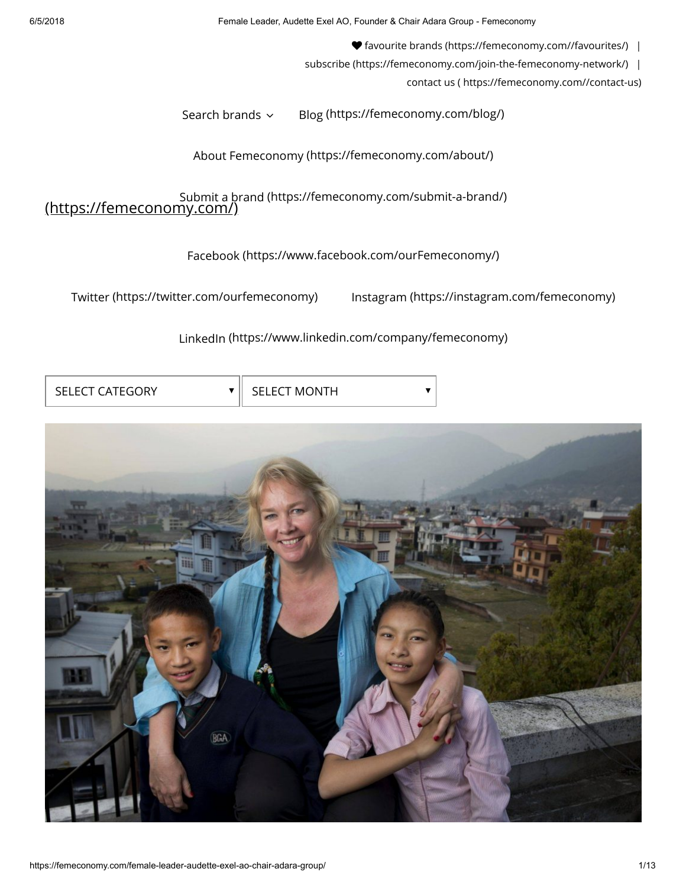♥ favourite brands (https://femeconomy.com//favourites/) |
subscribe (https://femeconomy.com/join-the-femeconomy-network/) |
contact us ( https://femeconomy.com//contact-us)

Search brands ⌄ Blog (https://femeconomy.com/blog/)

About Femeconomy (https://femeconomy.com/about/)

Submit a brand (https://femeconomy.com/submit-a-brand/)

(https://femeconomy.com/)

Facebook (https://www.facebook.com/ourFemeconomy/)

Twitter (https://twitter.com/ourfemeconomy) Instagram (https://instagram.com/femeconomy)

LinkedIn (https://www.linkedin.com/company/femeconomy)

SELECT CATEGORY ▾ SELECT MONTH ▾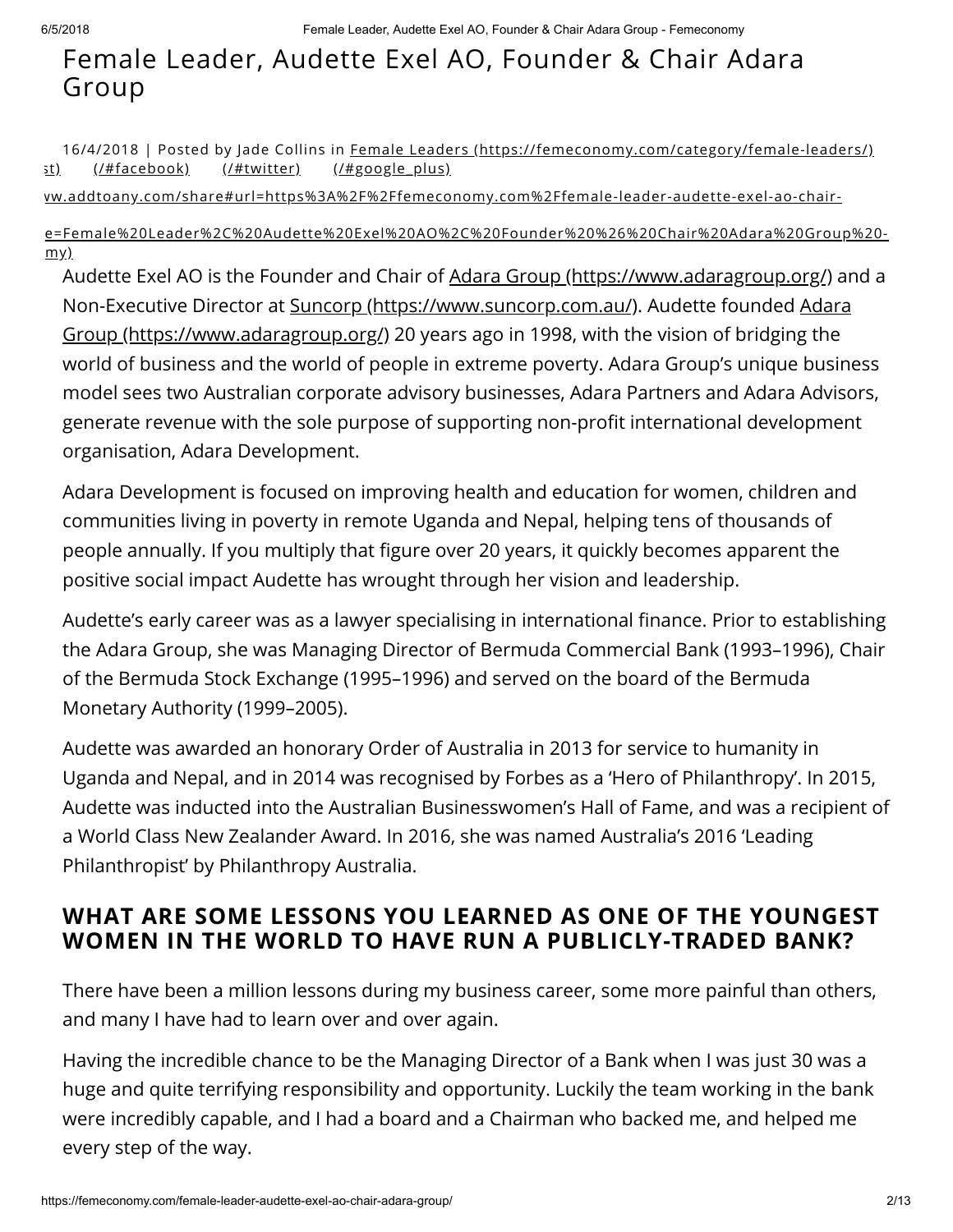# Female Leader, Audette Exel AO, Founder & Chair Adara Group

16/4/2018 | Posted by Jade Collins in [Female Leaders (https://femeconomy.com/category/female-leaders/)](https://femeconomy.com/category/female-leaders/)
st) (/#facebook) (/#twitter) (/#google_plus)

vw.addtoany.com/share#url=https%3A%2F%2Ffemeconomy.com%2Ffemale-leader-audette-exel-ao-chair-

e=Female%20Leader%2C%20Audette%20Exel%20AO%2C%20Founder%20%26%20Chair%20Adara%20Group%20-my)

Audette Exel AO is the Founder and Chair of [Adara Group (https://www.adaragroup.org/)](https://www.adaragroup.org/) and a Non-Executive Director at [Suncorp (https://www.suncorp.com.au/)](https://www.suncorp.com.au/). Audette founded [Adara Group (https://www.adaragroup.org/)](https://www.adaragroup.org/) 20 years ago in 1998, with the vision of bridging the world of business and the world of people in extreme poverty. Adara Group's unique business model sees two Australian corporate advisory businesses, Adara Partners and Adara Advisors, generate revenue with the sole purpose of supporting non-profit international development organisation, Adara Development.

Adara Development is focused on improving health and education for women, children and communities living in poverty in remote Uganda and Nepal, helping tens of thousands of people annually. If you multiply that figure over 20 years, it quickly becomes apparent the positive social impact Audette has wrought through her vision and leadership.

Audette's early career was as a lawyer specialising in international finance. Prior to establishing the Adara Group, she was Managing Director of Bermuda Commercial Bank (1993–1996), Chair of the Bermuda Stock Exchange (1995–1996) and served on the board of the Bermuda Monetary Authority (1999–2005).

Audette was awarded an honorary Order of Australia in 2013 for service to humanity in Uganda and Nepal, and in 2014 was recognised by Forbes as a 'Hero of Philanthropy'. In 2015, Audette was inducted into the Australian Businesswomen's Hall of Fame, and was a recipient of a World Class New Zealander Award. In 2016, she was named Australia's 2016 'Leading Philanthropist' by Philanthropy Australia.

## WHAT ARE SOME LESSONS YOU LEARNED AS ONE OF THE YOUNGEST WOMEN IN THE WORLD TO HAVE RUN A PUBLICLY-TRADED BANK?

There have been a million lessons during my business career, some more painful than others, and many I have had to learn over and over again.

Having the incredible chance to be the Managing Director of a Bank when I was just 30 was a huge and quite terrifying responsibility and opportunity. Luckily the team working in the bank were incredibly capable, and I had a board and a Chairman who backed me, and helped me every step of the way.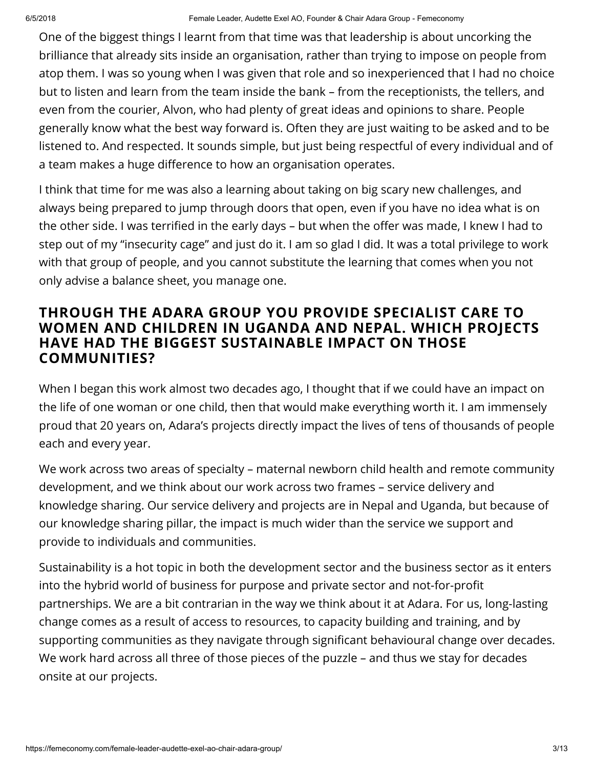One of the biggest things I learnt from that time was that leadership is about uncorking the brilliance that already sits inside an organisation, rather than trying to impose on people from atop them. I was so young when I was given that role and so inexperienced that I had no choice but to listen and learn from the team inside the bank – from the receptionists, the tellers, and even from the courier, Alvon, who had plenty of great ideas and opinions to share. People generally know what the best way forward is. Often they are just waiting to be asked and to be listened to. And respected. It sounds simple, but just being respectful of every individual and of a team makes a huge difference to how an organisation operates.

I think that time for me was also a learning about taking on big scary new challenges, and always being prepared to jump through doors that open, even if you have no idea what is on the other side. I was terrified in the early days – but when the offer was made, I knew I had to step out of my "insecurity cage" and just do it. I am so glad I did. It was a total privilege to work with that group of people, and you cannot substitute the learning that comes when you not only advise a balance sheet, you manage one.

## THROUGH THE ADARA GROUP YOU PROVIDE SPECIALIST CARE TO WOMEN AND CHILDREN IN UGANDA AND NEPAL. WHICH PROJECTS HAVE HAD THE BIGGEST SUSTAINABLE IMPACT ON THOSE COMMUNITIES?

When I began this work almost two decades ago, I thought that if we could have an impact on the life of one woman or one child, then that would make everything worth it. I am immensely proud that 20 years on, Adara's projects directly impact the lives of tens of thousands of people each and every year.

We work across two areas of specialty – maternal newborn child health and remote community development, and we think about our work across two frames – service delivery and knowledge sharing. Our service delivery and projects are in Nepal and Uganda, but because of our knowledge sharing pillar, the impact is much wider than the service we support and provide to individuals and communities.

Sustainability is a hot topic in both the development sector and the business sector as it enters into the hybrid world of business for purpose and private sector and not-for-profit partnerships. We are a bit contrarian in the way we think about it at Adara. For us, long-lasting change comes as a result of access to resources, to capacity building and training, and by supporting communities as they navigate through significant behavioural change over decades. We work hard across all three of those pieces of the puzzle – and thus we stay for decades onsite at our projects.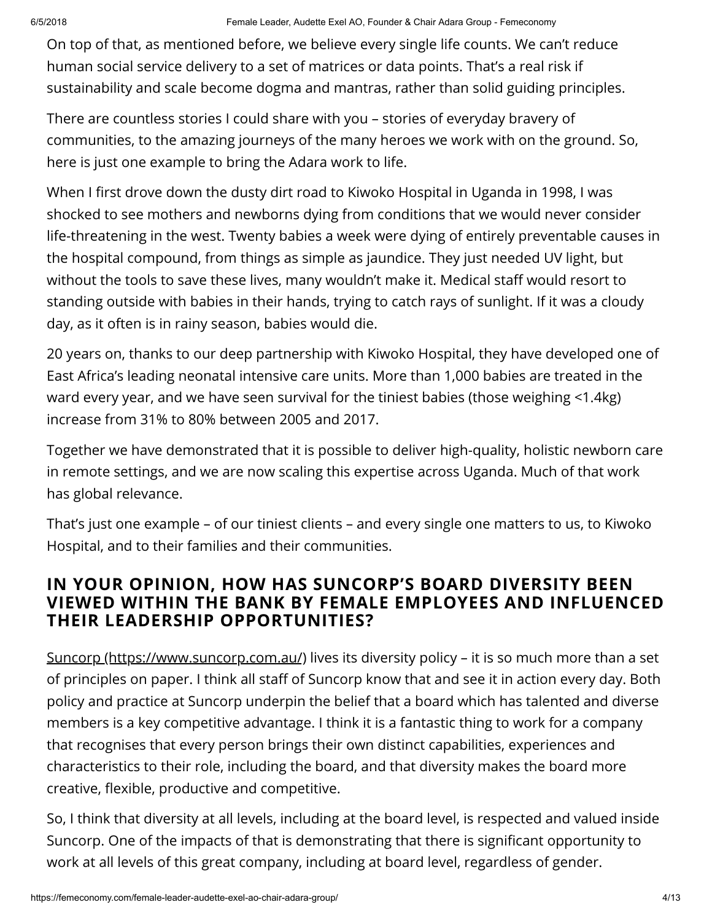On top of that, as mentioned before, we believe every single life counts. We can't reduce human social service delivery to a set of matrices or data points. That's a real risk if sustainability and scale become dogma and mantras, rather than solid guiding principles.

There are countless stories I could share with you – stories of everyday bravery of communities, to the amazing journeys of the many heroes we work with on the ground. So, here is just one example to bring the Adara work to life.

When I first drove down the dusty dirt road to Kiwoko Hospital in Uganda in 1998, I was shocked to see mothers and newborns dying from conditions that we would never consider life-threatening in the west. Twenty babies a week were dying of entirely preventable causes in the hospital compound, from things as simple as jaundice. They just needed UV light, but without the tools to save these lives, many wouldn't make it. Medical staff would resort to standing outside with babies in their hands, trying to catch rays of sunlight. If it was a cloudy day, as it often is in rainy season, babies would die.

20 years on, thanks to our deep partnership with Kiwoko Hospital, they have developed one of East Africa's leading neonatal intensive care units. More than 1,000 babies are treated in the ward every year, and we have seen survival for the tiniest babies (those weighing <1.4kg) increase from 31% to 80% between 2005 and 2017.

Together we have demonstrated that it is possible to deliver high-quality, holistic newborn care in remote settings, and we are now scaling this expertise across Uganda. Much of that work has global relevance.

That's just one example – of our tiniest clients – and every single one matters to us, to Kiwoko Hospital, and to their families and their communities.

## IN YOUR OPINION, HOW HAS SUNCORP'S BOARD DIVERSITY BEEN VIEWED WITHIN THE BANK BY FEMALE EMPLOYEES AND INFLUENCED THEIR LEADERSHIP OPPORTUNITIES?

Suncorp (https://www.suncorp.com.au/) lives its diversity policy – it is so much more than a set of principles on paper. I think all staff of Suncorp know that and see it in action every day. Both policy and practice at Suncorp underpin the belief that a board which has talented and diverse members is a key competitive advantage. I think it is a fantastic thing to work for a company that recognises that every person brings their own distinct capabilities, experiences and characteristics to their role, including the board, and that diversity makes the board more creative, flexible, productive and competitive.

So, I think that diversity at all levels, including at the board level, is respected and valued inside Suncorp. One of the impacts of that is demonstrating that there is significant opportunity to work at all levels of this great company, including at board level, regardless of gender.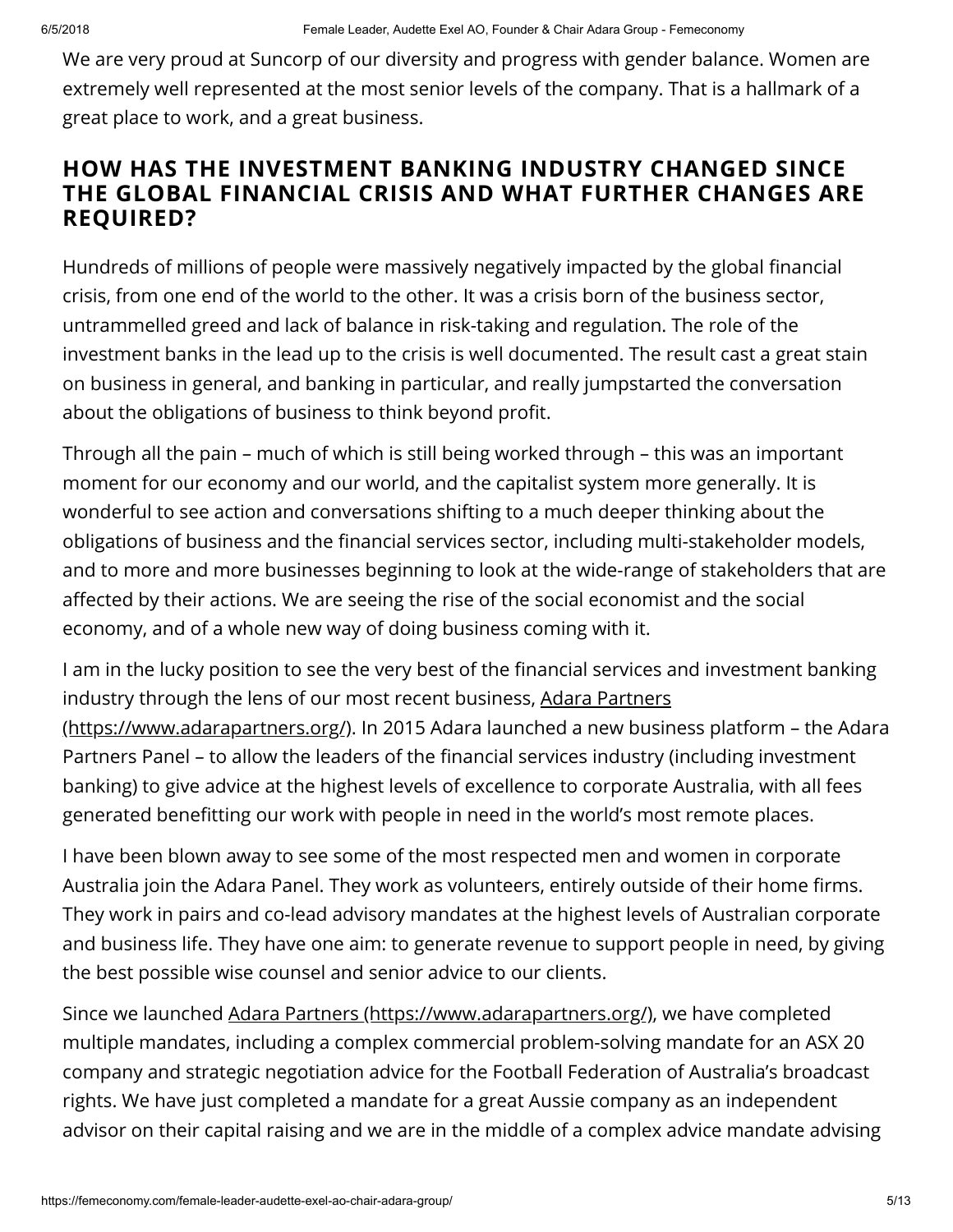We are very proud at Suncorp of our diversity and progress with gender balance. Women are extremely well represented at the most senior levels of the company. That is a hallmark of a great place to work, and a great business.

## HOW HAS THE INVESTMENT BANKING INDUSTRY CHANGED SINCE THE GLOBAL FINANCIAL CRISIS AND WHAT FURTHER CHANGES ARE REQUIRED?

Hundreds of millions of people were massively negatively impacted by the global financial crisis, from one end of the world to the other. It was a crisis born of the business sector, untrammelled greed and lack of balance in risk-taking and regulation. The role of the investment banks in the lead up to the crisis is well documented. The result cast a great stain on business in general, and banking in particular, and really jumpstarted the conversation about the obligations of business to think beyond profit.

Through all the pain – much of which is still being worked through – this was an important moment for our economy and our world, and the capitalist system more generally. It is wonderful to see action and conversations shifting to a much deeper thinking about the obligations of business and the financial services sector, including multi-stakeholder models, and to more and more businesses beginning to look at the wide-range of stakeholders that are affected by their actions. We are seeing the rise of the social economist and the social economy, and of a whole new way of doing business coming with it.

I am in the lucky position to see the very best of the financial services and investment banking industry through the lens of our most recent business, Adara Partners (https://www.adarapartners.org/). In 2015 Adara launched a new business platform – the Adara Partners Panel – to allow the leaders of the financial services industry (including investment banking) to give advice at the highest levels of excellence to corporate Australia, with all fees generated benefitting our work with people in need in the world's most remote places.

I have been blown away to see some of the most respected men and women in corporate Australia join the Adara Panel. They work as volunteers, entirely outside of their home firms. They work in pairs and co-lead advisory mandates at the highest levels of Australian corporate and business life. They have one aim: to generate revenue to support people in need, by giving the best possible wise counsel and senior advice to our clients.

Since we launched Adara Partners (https://www.adarapartners.org/), we have completed multiple mandates, including a complex commercial problem-solving mandate for an ASX 20 company and strategic negotiation advice for the Football Federation of Australia's broadcast rights. We have just completed a mandate for a great Aussie company as an independent advisor on their capital raising and we are in the middle of a complex advice mandate advising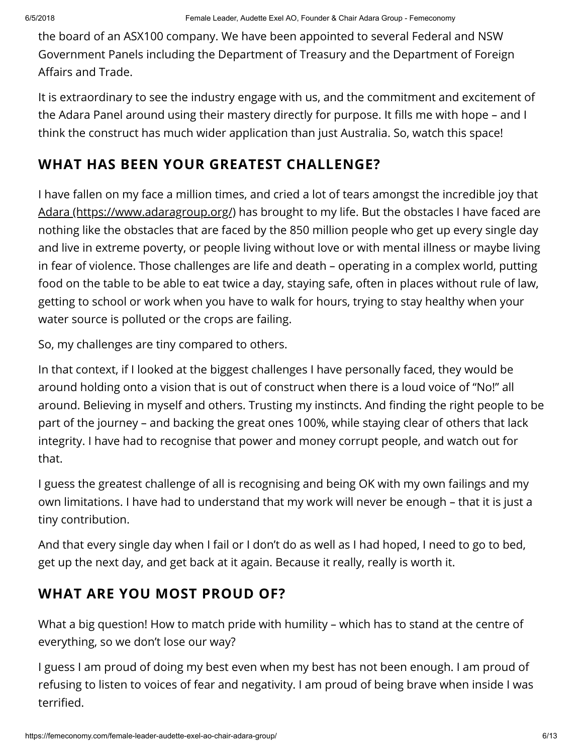the board of an ASX100 company. We have been appointed to several Federal and NSW Government Panels including the Department of Treasury and the Department of Foreign Affairs and Trade.

It is extraordinary to see the industry engage with us, and the commitment and excitement of the Adara Panel around using their mastery directly for purpose. It fills me with hope – and I think the construct has much wider application than just Australia. So, watch this space!

## WHAT HAS BEEN YOUR GREATEST CHALLENGE?

I have fallen on my face a million times, and cried a lot of tears amongst the incredible joy that [Adara (https://www.adaragroup.org/)](https://www.adaragroup.org/) has brought to my life. But the obstacles I have faced are nothing like the obstacles that are faced by the 850 million people who get up every single day and live in extreme poverty, or people living without love or with mental illness or maybe living in fear of violence. Those challenges are life and death – operating in a complex world, putting food on the table to be able to eat twice a day, staying safe, often in places without rule of law, getting to school or work when you have to walk for hours, trying to stay healthy when your water source is polluted or the crops are failing.

So, my challenges are tiny compared to others.

In that context, if I looked at the biggest challenges I have personally faced, they would be around holding onto a vision that is out of construct when there is a loud voice of "No!" all around. Believing in myself and others. Trusting my instincts. And finding the right people to be part of the journey – and backing the great ones 100%, while staying clear of others that lack integrity. I have had to recognise that power and money corrupt people, and watch out for that.

I guess the greatest challenge of all is recognising and being OK with my own failings and my own limitations. I have had to understand that my work will never be enough – that it is just a tiny contribution.

And that every single day when I fail or I don't do as well as I had hoped, I need to go to bed, get up the next day, and get back at it again. Because it really, really is worth it.

## WHAT ARE YOU MOST PROUD OF?

What a big question! How to match pride with humility – which has to stand at the centre of everything, so we don't lose our way?

I guess I am proud of doing my best even when my best has not been enough. I am proud of refusing to listen to voices of fear and negativity. I am proud of being brave when inside I was terrified.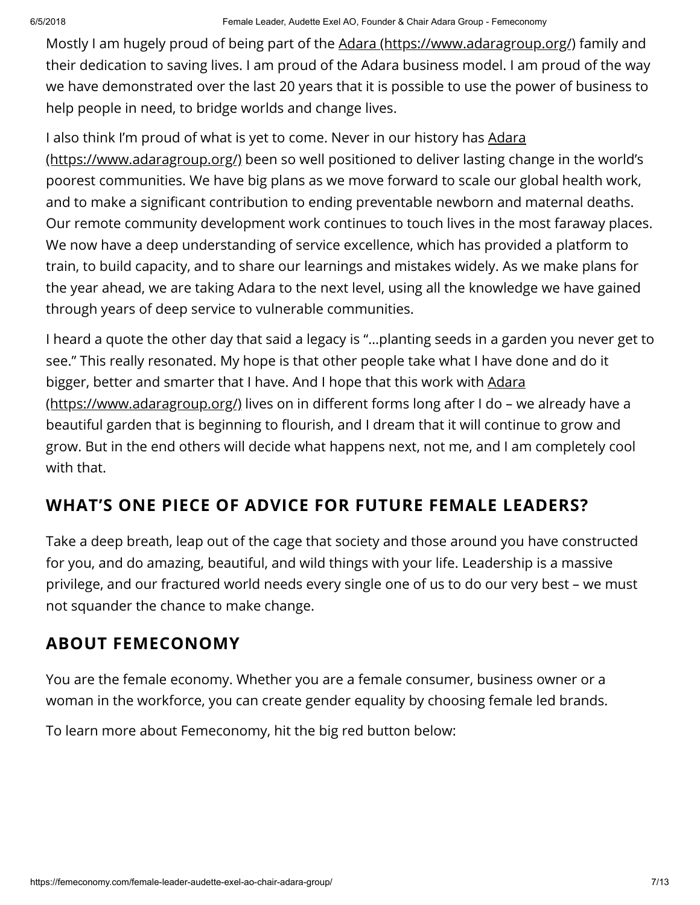Mostly I am hugely proud of being part of the Adara (https://www.adaragroup.org/) family and their dedication to saving lives. I am proud of the Adara business model. I am proud of the way we have demonstrated over the last 20 years that it is possible to use the power of business to help people in need, to bridge worlds and change lives.

I also think I'm proud of what is yet to come. Never in our history has Adara (https://www.adaragroup.org/) been so well positioned to deliver lasting change in the world's poorest communities. We have big plans as we move forward to scale our global health work, and to make a significant contribution to ending preventable newborn and maternal deaths. Our remote community development work continues to touch lives in the most faraway places. We now have a deep understanding of service excellence, which has provided a platform to train, to build capacity, and to share our learnings and mistakes widely. As we make plans for the year ahead, we are taking Adara to the next level, using all the knowledge we have gained through years of deep service to vulnerable communities.

I heard a quote the other day that said a legacy is "…planting seeds in a garden you never get to see." This really resonated. My hope is that other people take what I have done and do it bigger, better and smarter that I have. And I hope that this work with Adara (https://www.adaragroup.org/) lives on in different forms long after I do – we already have a beautiful garden that is beginning to flourish, and I dream that it will continue to grow and grow. But in the end others will decide what happens next, not me, and I am completely cool with that.

## WHAT'S ONE PIECE OF ADVICE FOR FUTURE FEMALE LEADERS?

Take a deep breath, leap out of the cage that society and those around you have constructed for you, and do amazing, beautiful, and wild things with your life. Leadership is a massive privilege, and our fractured world needs every single one of us to do our very best – we must not squander the chance to make change.

## ABOUT FEMECONOMY

You are the female economy. Whether you are a female consumer, business owner or a woman in the workforce, you can create gender equality by choosing female led brands.

To learn more about Femeconomy, hit the big red button below: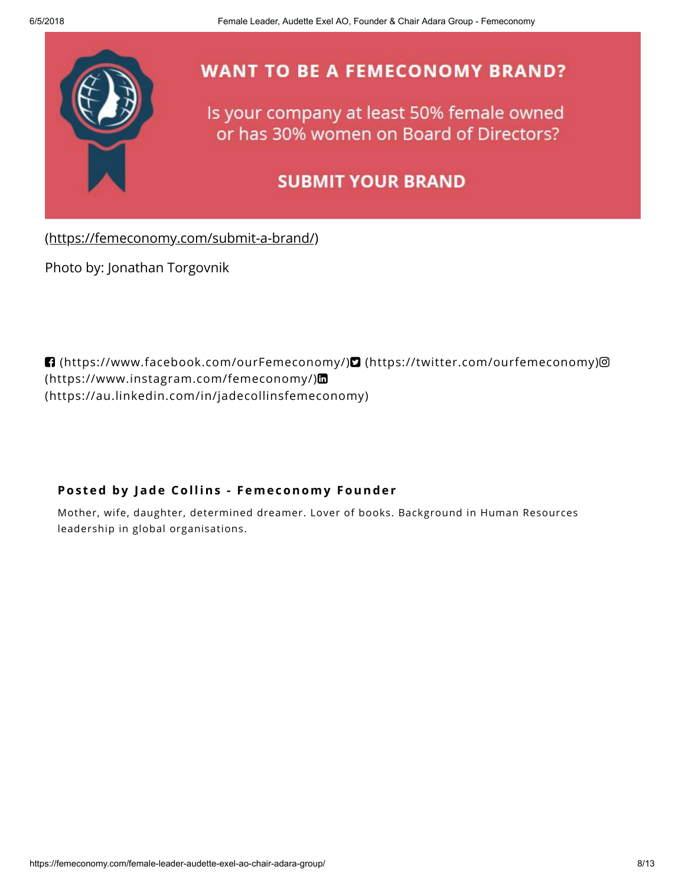**WANT TO BE A FEMECONOMY BRAND?**

Is your company at least 50% female owned or has 30% women on Board of Directors?

**SUBMIT YOUR BRAND**

(https://femeconomy.com/submit-a-brand/)

Photo by: Jonathan Torgovnik

(https://www.facebook.com/ourFemeconomy/) (https://twitter.com/ourfemeconomy) (https://www.instagram.com/femeconomy/) (https://au.linkedin.com/in/jadecollinsfemeconomy)

**Posted by Jade Collins - Femeconomy Founder**

Mother, wife, daughter, determined dreamer. Lover of books. Background in Human Resources leadership in global organisations.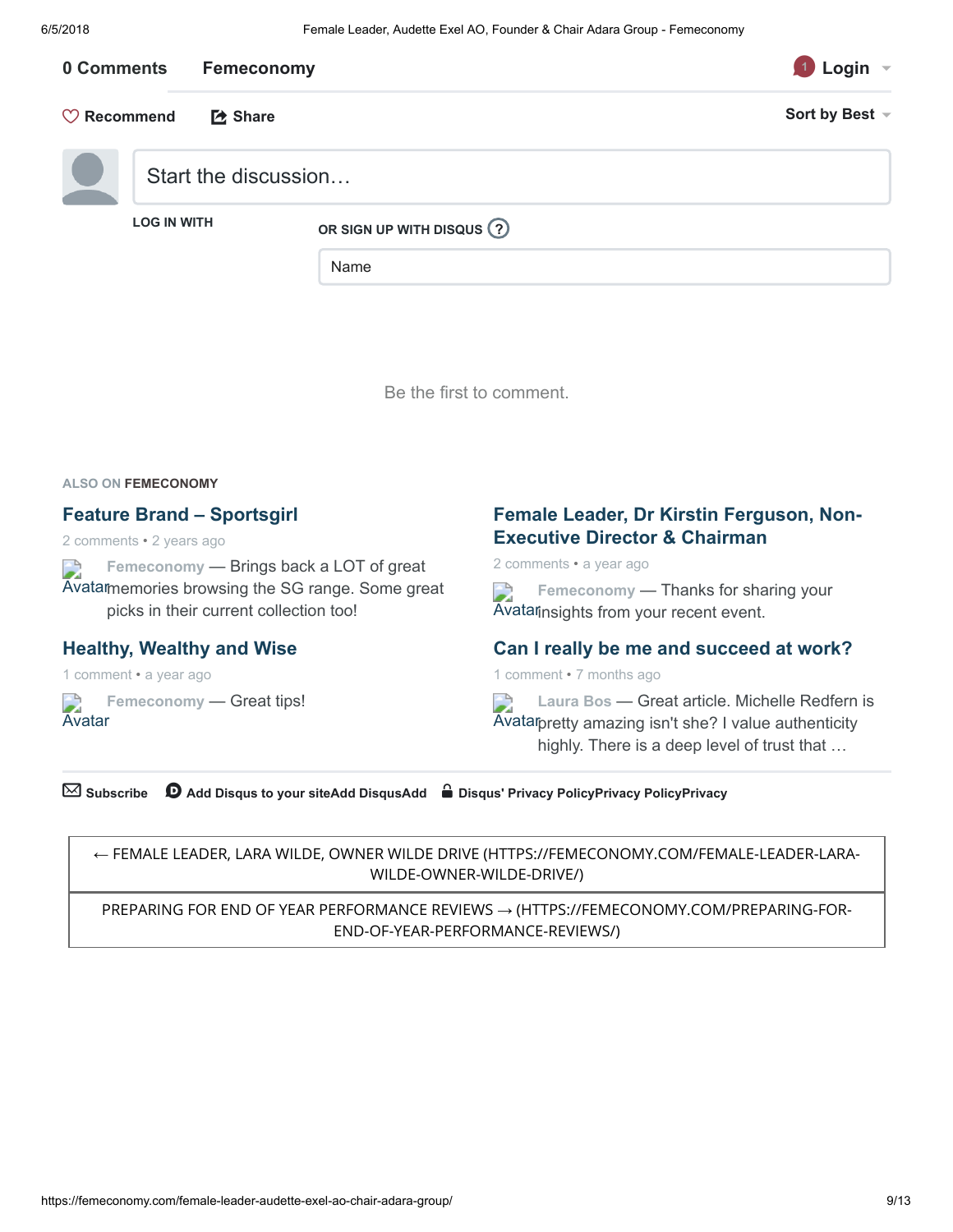0 Comments **Femeconomy**

1 Login

Recommend Share Sort by Best

Start the discussion…

LOG IN WITH

OR SIGN UP WITH DISQUS ?

Name

Be the first to comment.

ALSO ON **FEMECONOMY**

### Feature Brand – Sportsgirl

2 comments • 2 years ago

Avatar Femeconomy — Brings back a LOT of great memories browsing the SG range. Some great picks in their current collection too!

### Female Leader, Dr Kirstin Ferguson, Non-Executive Director & Chairman

2 comments • a year ago

Avatar Femeconomy — Thanks for sharing your insights from your recent event.

### Healthy, Wealthy and Wise

1 comment • a year ago

Avatar Femeconomy — Great tips!

### Can I really be me and succeed at work?

1 comment • 7 months ago

Avatar Laura Bos — Great article. Michelle Redfern is pretty amazing isn't she? I value authenticity highly. There is a deep level of trust that …

Subscribe Add Disqus to your siteAdd DisqusAdd Disqus' Privacy PolicyPrivacy PolicyPrivacy

| ← FEMALE LEADER, LARA WILDE, OWNER WILDE DRIVE (HTTPS://FEMECONOMY.COM/FEMALE-LEADER-LARA-WILDE-OWNER-WILDE-DRIVE/) |
|---|
| PREPARING FOR END OF YEAR PERFORMANCE REVIEWS → (HTTPS://FEMECONOMY.COM/PREPARING-FOR-END-OF-YEAR-PERFORMANCE-REVIEWS/) |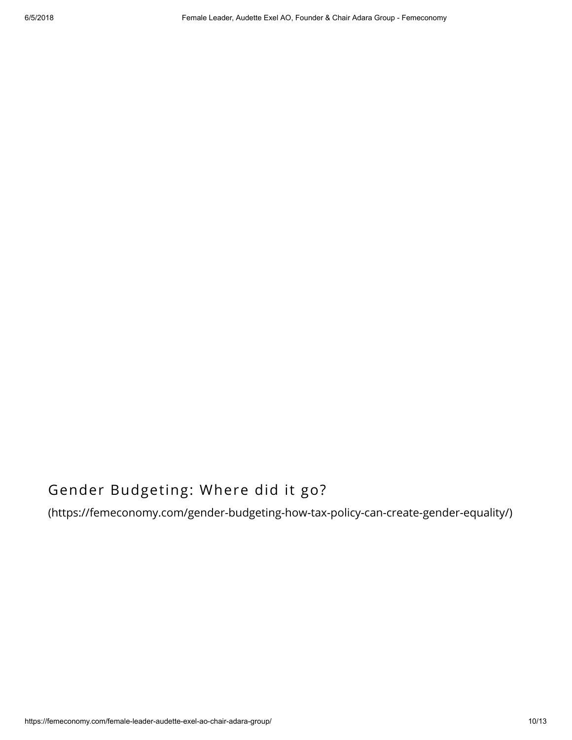## Gender Budgeting: Where did it go?

(https://femeconomy.com/gender-budgeting-how-tax-policy-can-create-gender-equality/)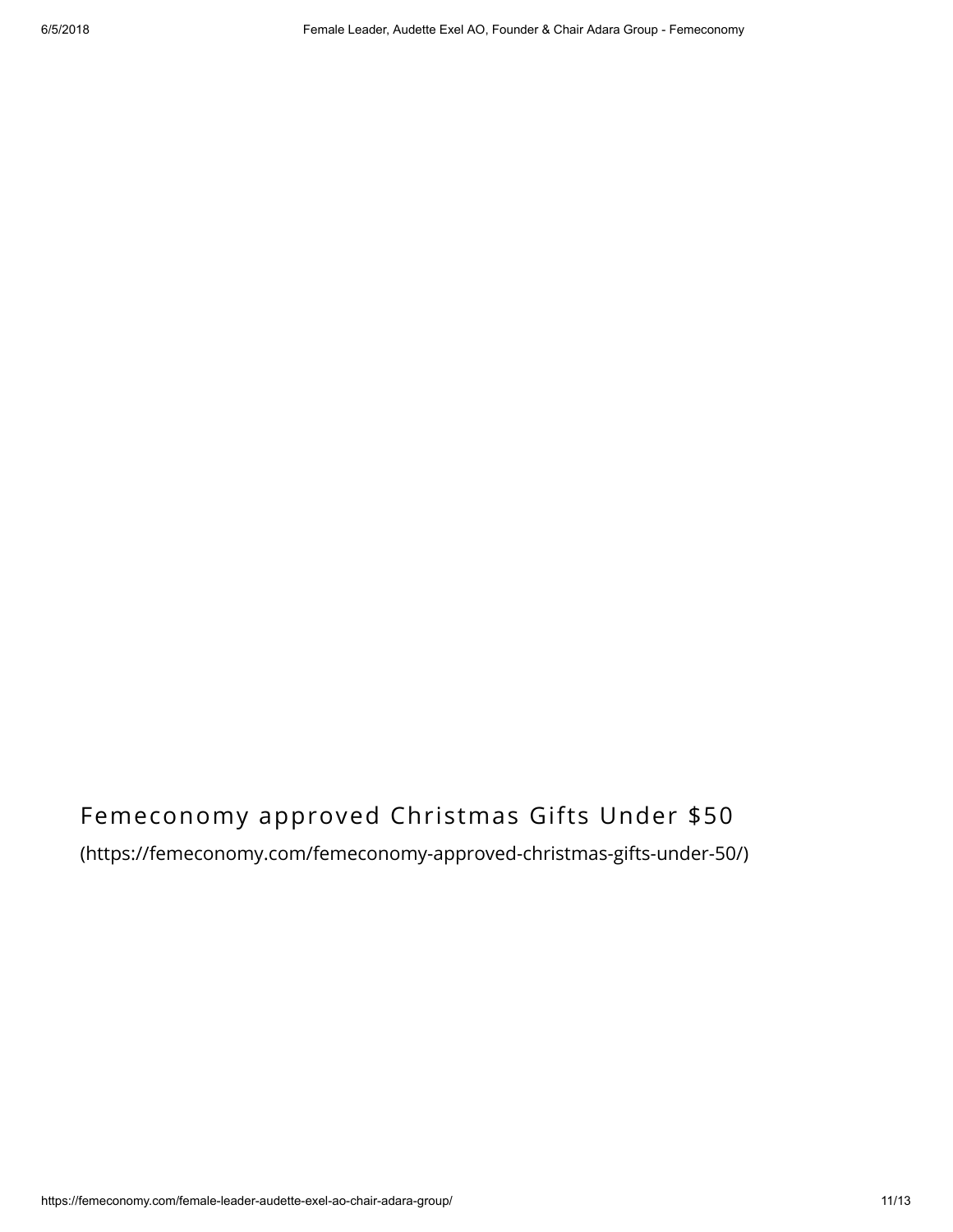## Femeconomy approved Christmas Gifts Under $50

(https://femeconomy.com/femeconomy-approved-christmas-gifts-under-50/)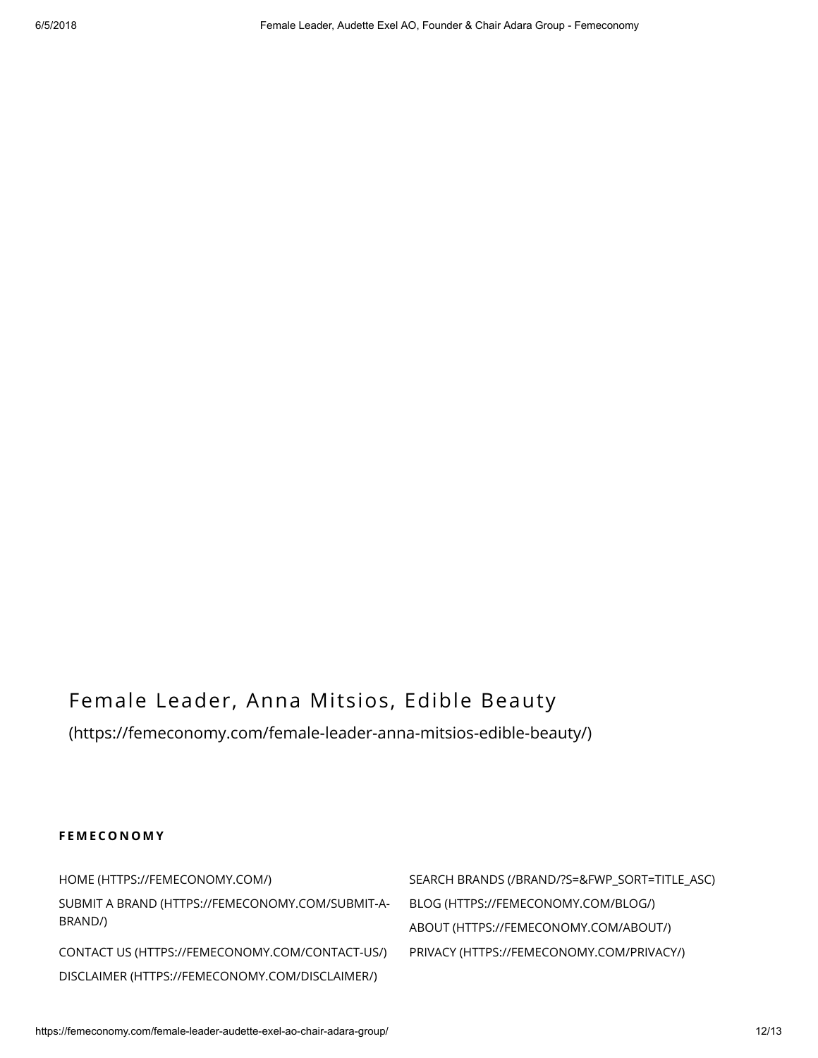Female Leader, Anna Mitsios, Edible Beauty

(https://femeconomy.com/female-leader-anna-mitsios-edible-beauty/)

**FEMECONOMY**

HOME (HTTPS://FEMECONOMY.COM/)

SUBMIT A BRAND (HTTPS://FEMECONOMY.COM/SUBMIT-A-BRAND/)

CONTACT US (HTTPS://FEMECONOMY.COM/CONTACT-US/)

DISCLAIMER (HTTPS://FEMECONOMY.COM/DISCLAIMER/)

SEARCH BRANDS (/BRAND/?S=&FWP_SORT=TITLE_ASC)

BLOG (HTTPS://FEMECONOMY.COM/BLOG/)

ABOUT (HTTPS://FEMECONOMY.COM/ABOUT/)

PRIVACY (HTTPS://FEMECONOMY.COM/PRIVACY/)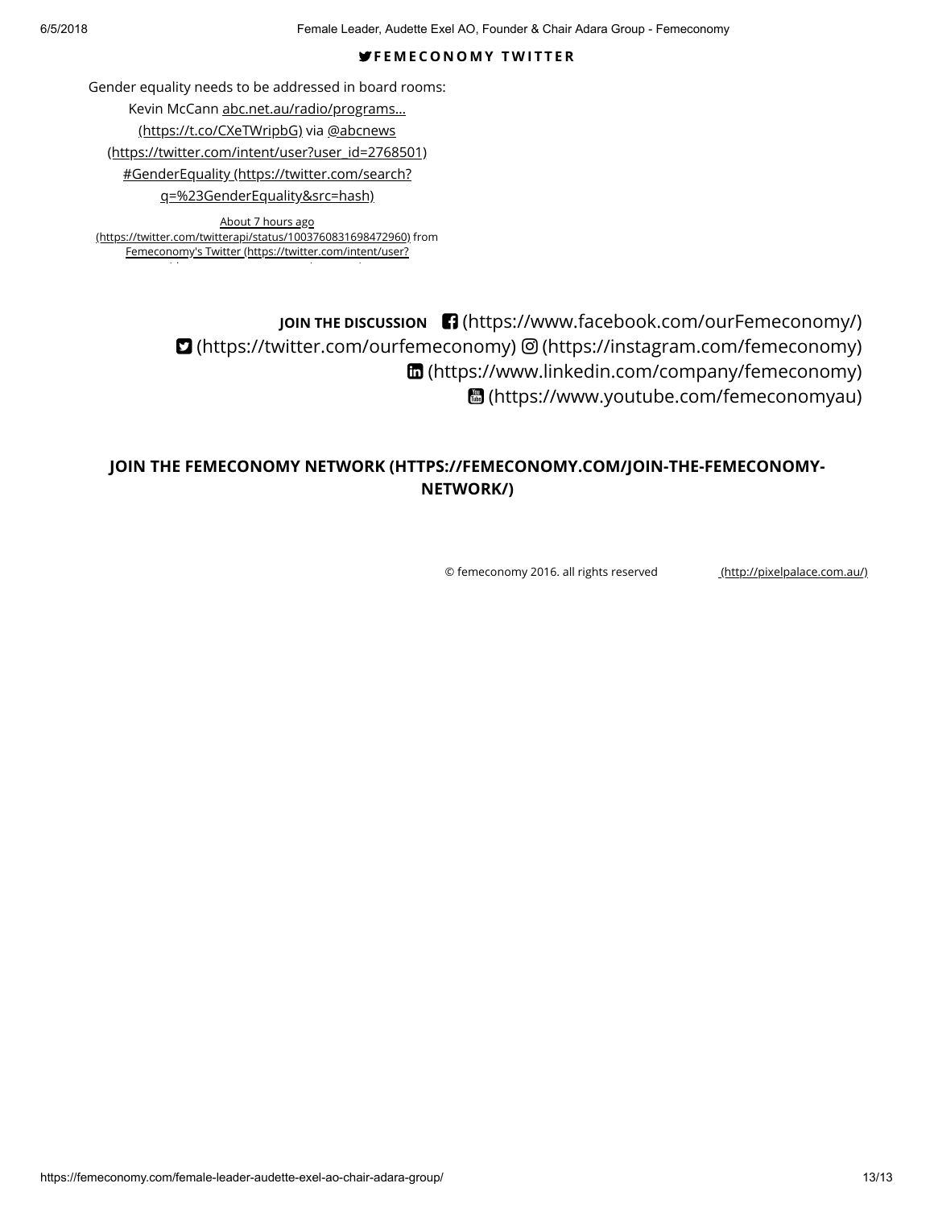**FEMECONOMY TWITTER**

Gender equality needs to be addressed in board rooms: Kevin McCann abc.net.au/radio/programs… (https://t.co/CXeTWripbG) via @abcnews (https://twitter.com/intent/user?user_id=2768501) #GenderEquality (https://twitter.com/search?q=%23GenderEquality&src=hash)

About 7 hours ago (https://twitter.com/twitterapi/status/1003760831698472960) from Femeconomy's Twitter (https://twitter.com/intent/user?

**JOIN THE DISCUSSION** (https://www.facebook.com/ourFemeconomy/) (https://twitter.com/ourfemeconomy) (https://instagram.com/femeconomy) (https://www.linkedin.com/company/femeconomy) (https://www.youtube.com/femeconomyau)

**JOIN THE FEMECONOMY NETWORK (HTTPS://FEMECONOMY.COM/JOIN-THE-FEMECONOMY-NETWORK/)**

© femeconomy 2016. all rights reserved (http://pixelpalace.com.au/)